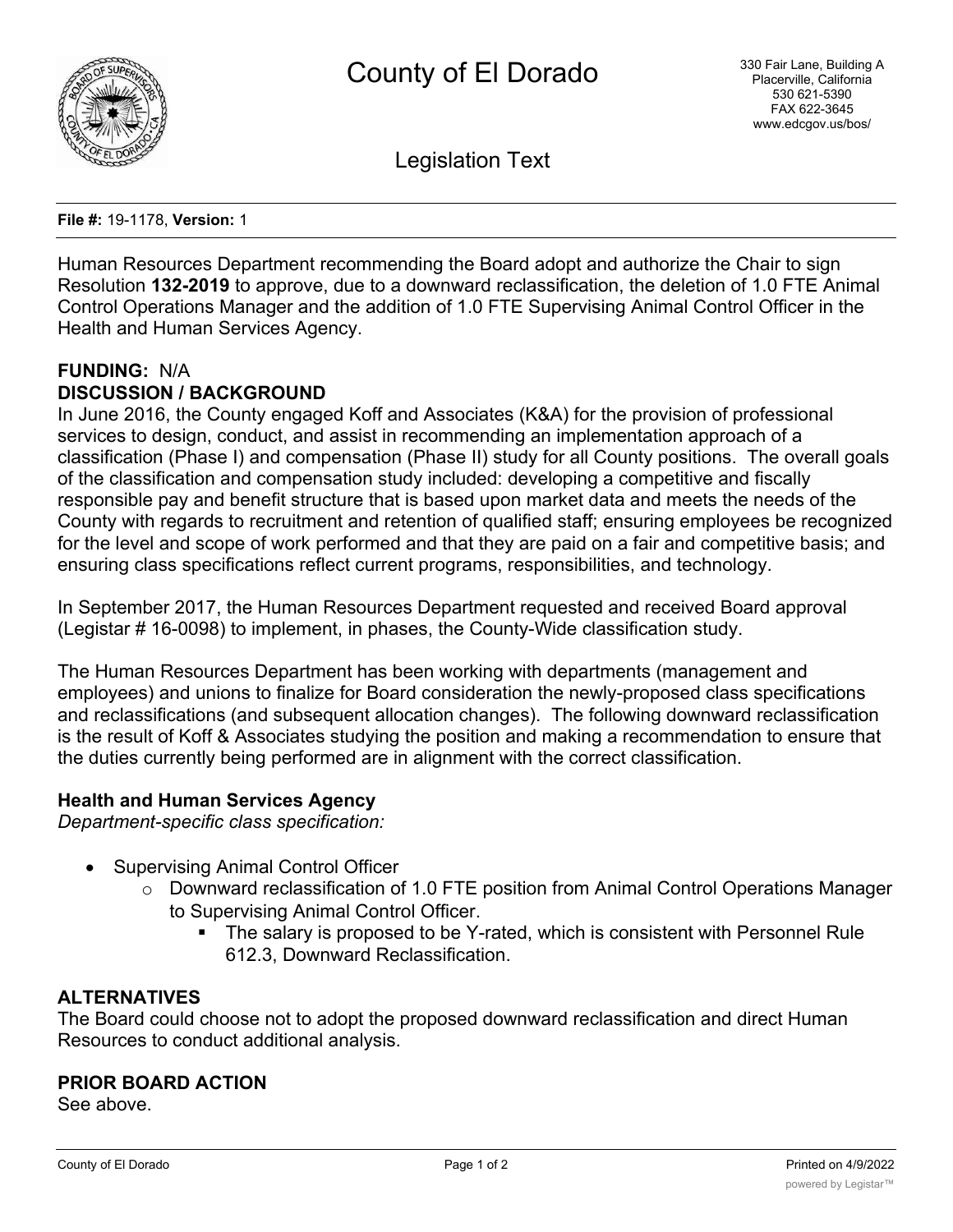# County of El Dorado

330 Fair Lane, Building A
Placerville, California
530 621-5390
FAX 622-3645
www.edcgov.us/bos/

## Legislation Text

**File #:** 19-1178, **Version:** 1

Human Resources Department recommending the Board adopt and authorize the Chair to sign Resolution **132-2019** to approve, due to a downward reclassification, the deletion of 1.0 FTE Animal Control Operations Manager and the addition of 1.0 FTE Supervising Animal Control Officer in the Health and Human Services Agency.

**FUNDING:** N/A

**DISCUSSION / BACKGROUND**

In June 2016, the County engaged Koff and Associates (K&A) for the provision of professional services to design, conduct, and assist in recommending an implementation approach of a classification (Phase I) and compensation (Phase II) study for all County positions. The overall goals of the classification and compensation study included: developing a competitive and fiscally responsible pay and benefit structure that is based upon market data and meets the needs of the County with regards to recruitment and retention of qualified staff; ensuring employees be recognized for the level and scope of work performed and that they are paid on a fair and competitive basis; and ensuring class specifications reflect current programs, responsibilities, and technology.

In September 2017, the Human Resources Department requested and received Board approval (Legistar # 16-0098) to implement, in phases, the County-Wide classification study.

The Human Resources Department has been working with departments (management and employees) and unions to finalize for Board consideration the newly-proposed class specifications and reclassifications (and subsequent allocation changes). The following downward reclassification is the result of Koff & Associates studying the position and making a recommendation to ensure that the duties currently being performed are in alignment with the correct classification.

**Health and Human Services Agency**

*Department-specific class specification:*

- Supervising Animal Control Officer
    - Downward reclassification of 1.0 FTE position from Animal Control Operations Manager to Supervising Animal Control Officer.
        - The salary is proposed to be Y-rated, which is consistent with Personnel Rule 612.3, Downward Reclassification.

**ALTERNATIVES**

The Board could choose not to adopt the proposed downward reclassification and direct Human Resources to conduct additional analysis.

**PRIOR BOARD ACTION**

See above.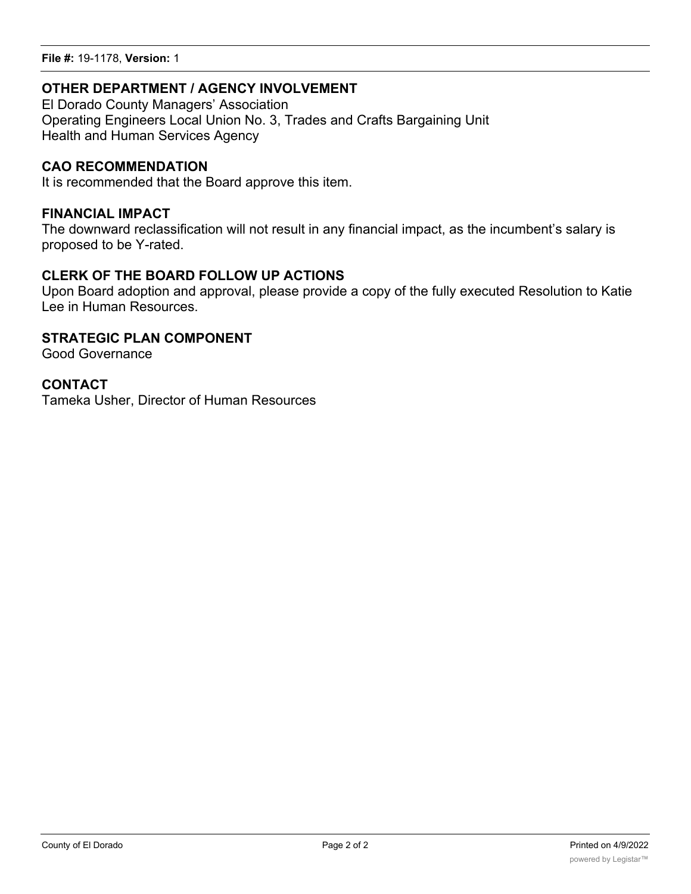## OTHER DEPARTMENT / AGENCY INVOLVEMENT

El Dorado County Managers' Association
Operating Engineers Local Union No. 3, Trades and Crafts Bargaining Unit
Health and Human Services Agency

## CAO RECOMMENDATION

It is recommended that the Board approve this item.

## FINANCIAL IMPACT

The downward reclassification will not result in any financial impact, as the incumbent's salary is proposed to be Y-rated.

## CLERK OF THE BOARD FOLLOW UP ACTIONS

Upon Board adoption and approval, please provide a copy of the fully executed Resolution to Katie Lee in Human Resources.

## STRATEGIC PLAN COMPONENT

Good Governance

## CONTACT

Tameka Usher, Director of Human Resources